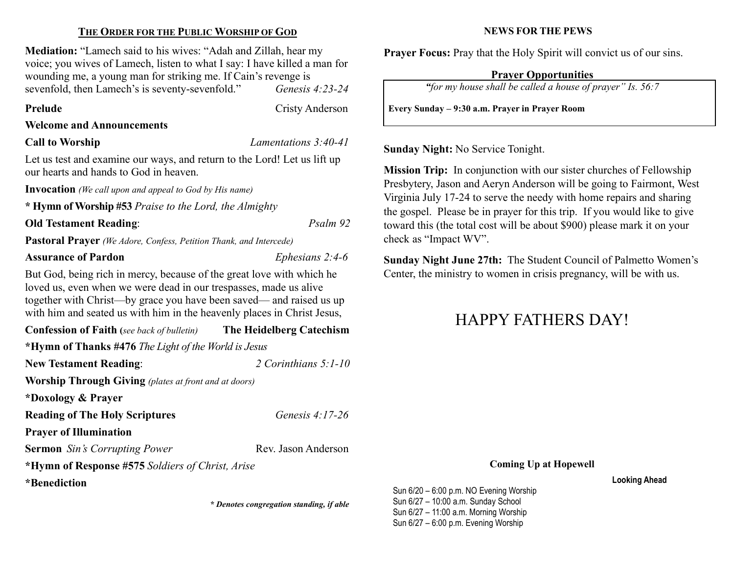## THE ORDER FOR THE PUBLIC WORSHIP OF GOD

**Mediation:** "Lamech said to his wives: "Adah and Zillah, hear my voice; you wives of Lamech, listen to what I say: I have killed a man for wounding me, a young man for striking me. If Cain's revenge is sevenfold, then Lamech's is seventy-sevenfold." *Genesis 4:23-24*

**Prelude** Cristy Anderson

**Welcome and Announcements**

**Call to Worship** *Lamentations 3:40-41*

Let us test and examine our ways, and return to the Lord! Let us lift up our hearts and hands to God in heaven.

**Invocation** *(We call upon and appeal to God by His name)*

**\* Hymn of Worship #53** *Praise to the Lord, the Almighty*

**Old Testament Reading**: *Psalm 92*

**Pastoral Prayer** *(We Adore, Confess, Petition Thank, and Intercede)*

**Assurance of Pardon** *Ephesians 2:4-6*

But God, being rich in mercy, because of the great love with which he loved us, even when we were dead in our trespasses, made us alive together with Christ—by grace you have been saved— and raised us up with him and seated us with him in the heavenly places in Christ Jesus,

**Confession of Faith (***see back of bulletin)* **The Heidelberg Catechism**

**\*Hymn of Thanks #476** *The Light of the World is Jesus*

**New Testament Reading**: *2 Corinthians 5:1-10*

**Worship Through Giving** *(plates at front and at doors)*

**\*Doxology & Prayer**

**Reading of The Holy Scriptures** *Genesis 4:17-26*

**Prayer of Illumination**

**Sermon** *Sin's Corrupting Power* Rev. Jason Anderson

**\*Hymn of Response #575** *Soldiers of Christ, Arise*

**\*Benediction**

***\* Denotes congregation standing, if able***

## NEWS FOR THE PEWS

**Prayer Focus:** Pray that the Holy Spirit will convict us of our sins.

**Prayer Opportunities**

*"for my house shall be called a house of prayer" Is. 56:7*

**Every Sunday – 9:30 a.m. Prayer in Prayer Room**

**Sunday Night:** No Service Tonight.

**Mission Trip:** In conjunction with our sister churches of Fellowship Presbytery, Jason and Aeryn Anderson will be going to Fairmont, West Virginia July 17-24 to serve the needy with home repairs and sharing the gospel. Please be in prayer for this trip. If you would like to give toward this (the total cost will be about $900) please mark it on your check as "Impact WV".

**Sunday Night June 27th:** The Student Council of Palmetto Women's Center, the ministry to women in crisis pregnancy, will be with us.

# HAPPY FATHERS DAY!

**Coming Up at Hopewell**

**Looking Ahead**

Sun 6/20 – 6:00 p.m. NO Evening Worship
Sun 6/27 – 10:00 a.m. Sunday School
Sun 6/27 – 11:00 a.m. Morning Worship
Sun 6/27 – 6:00 p.m. Evening Worship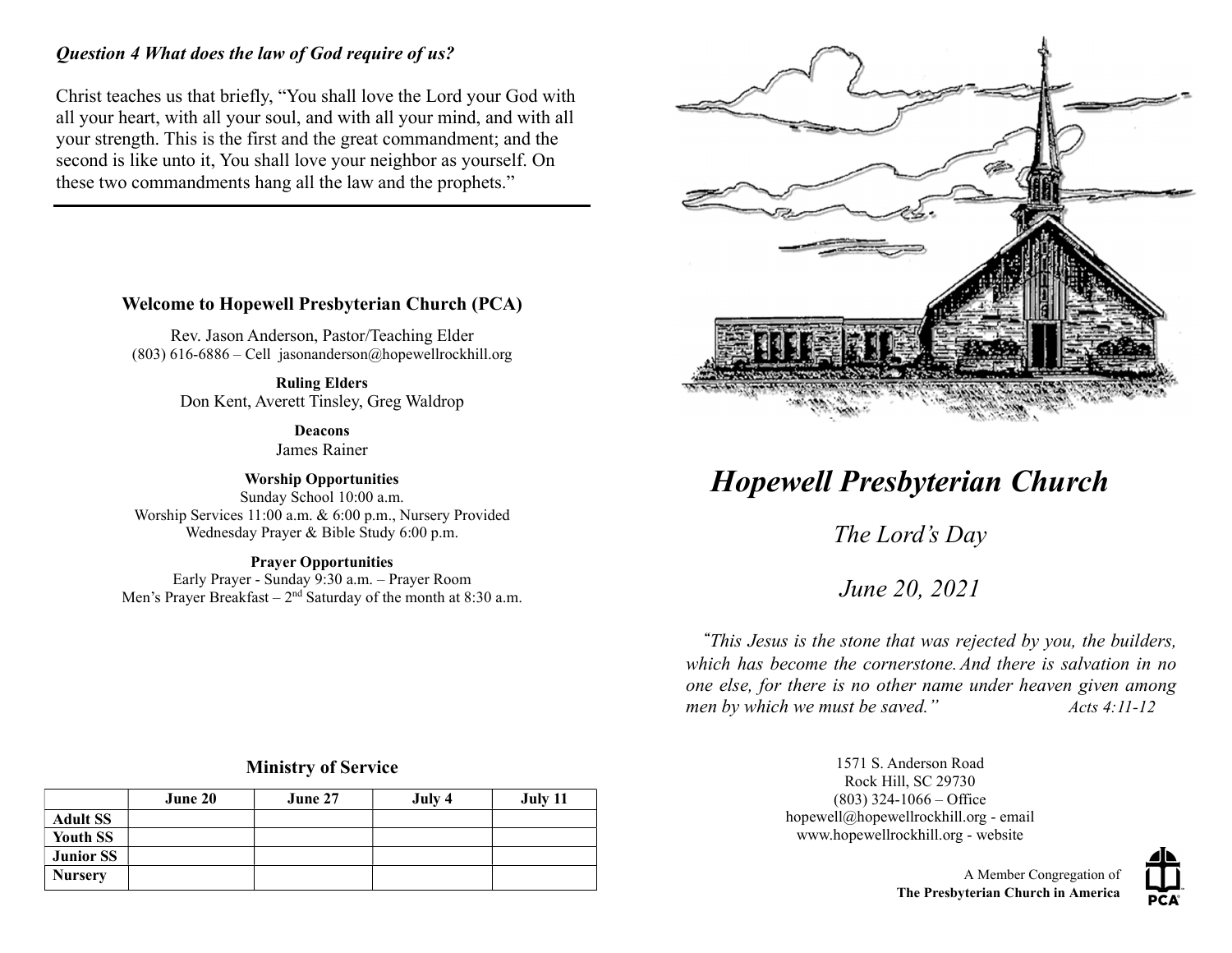***Question 4 What does the law of God require of us?***

Christ teaches us that briefly, "You shall love the Lord your God with all your heart, with all your soul, and with all your mind, and with all your strength. This is the first and the great commandment; and the second is like unto it, You shall love your neighbor as yourself. On these two commandments hang all the law and the prophets."

---

**Welcome to Hopewell Presbyterian Church (PCA)**

Rev. Jason Anderson, Pastor/Teaching Elder
(803) 616-6886 – Cell jasonanderson@hopewellrockhill.org

**Ruling Elders**
Don Kent, Averett Tinsley, Greg Waldrop

**Deacons**
James Rainer

**Worship Opportunities**
Sunday School 10:00 a.m.
Worship Services 11:00 a.m. & 6:00 p.m., Nursery Provided
Wednesday Prayer & Bible Study 6:00 p.m.

**Prayer Opportunities**
Early Prayer - Sunday 9:30 a.m. – Prayer Room
Men's Prayer Breakfast – 2nd Saturday of the month at 8:30 a.m.

**Ministry of Service**

| | June 20 | June 27 | July 4 | July 11 |
|---|---|---|---|---|
| **Adult SS** | | | | |
| **Youth SS** | | | | |
| **Junior SS** | | | | |
| **Nursery** | | | | |

# *Hopewell Presbyterian Church*

*The Lord's Day*

*June 20, 2021*

*"This Jesus is the stone that was rejected by you, the builders, which has become the cornerstone. And there is salvation in no one else, for there is no other name under heaven given among men by which we must be saved."* *Acts 4:11-12*

1571 S. Anderson Road
Rock Hill, SC 29730
(803) 324-1066 – Office
hopewell@hopewellrockhill.org - email
www.hopewellrockhill.org - website

A Member Congregation of
**The Presbyterian Church in America**